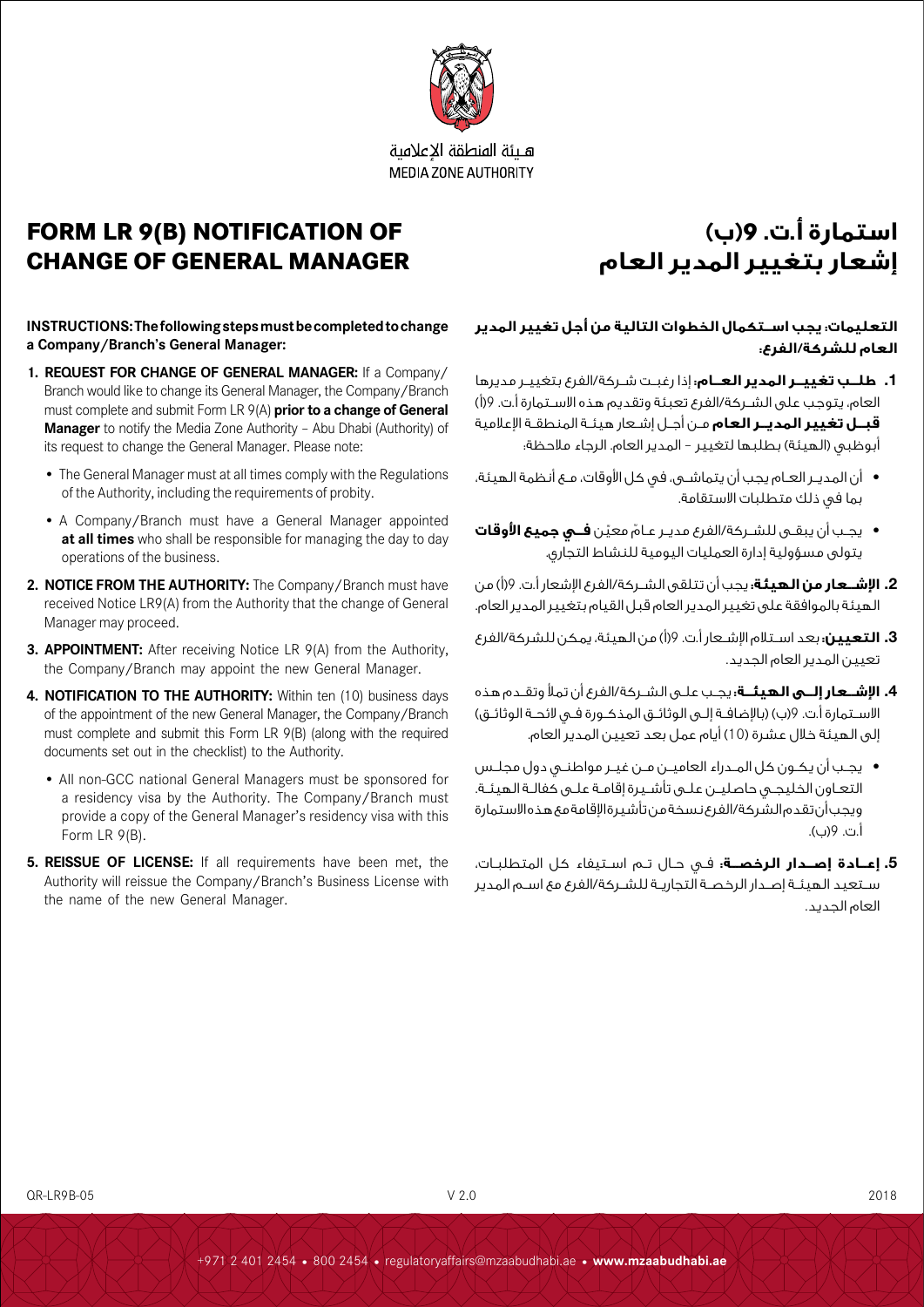هيئة المنطقة الإعلامية
MEDIA ZONE AUTHORITY

# FORM LR 9(B) NOTIFICATION OF CHANGE OF GENERAL MANAGER

**INSTRUCTIONS: The following steps must be completed to change a Company/Branch's General Manager:**

1. **REQUEST FOR CHANGE OF GENERAL MANAGER:** If a Company/Branch would like to change its General Manager, the Company/Branch must complete and submit Form LR 9(A) **prior to a change of General Manager** to notify the Media Zone Authority – Abu Dhabi (Authority) of its request to change the General Manager. Please note:
   - The General Manager must at all times comply with the Regulations of the Authority, including the requirements of probity.
   - A Company/Branch must have a General Manager appointed **at all times** who shall be responsible for managing the day to day operations of the business.
2. **NOTICE FROM THE AUTHORITY:** The Company/Branch must have received Notice LR9(A) from the Authority that the change of General Manager may proceed.
3. **APPOINTMENT:** After receiving Notice LR 9(A) from the Authority, the Company/Branch may appoint the new General Manager.
4. **NOTIFICATION TO THE AUTHORITY:** Within ten (10) business days of the appointment of the new General Manager, the Company/Branch must complete and submit this Form LR 9(B) (along with the required documents set out in the checklist) to the Authority.
   - All non-GCC national General Managers must be sponsored for a residency visa by the Authority. The Company/Branch must provide a copy of the General Manager's residency visa with this Form LR 9(B).
5. **REISSUE OF LICENSE:** If all requirements have been met, the Authority will reissue the Company/Branch's Business License with the name of the new General Manager.

# استمارة أ.ت. 9(ب) إشعار بتغيير المدير العام

**التعليمات: يجب استكمال الخطوات التالية من أجل تغيير المدير العام للشركة/الفرع:**

1. **طلب تغيير المدير العام:** إذا رغبت شركة/الفرع بتغيير مديرها العام، يتوجب على الشركة/الفرع تعبئة وتقديم هذه الاستمارة أ.ت. 9(أ) **قبل تغيير المدير العام** من أجل إشعار هيئة المنطقة الإعلامية أبوظبي (الهيئة) بطلبها لتغيير – المدير العام. الرجاء ملاحظة:
   - أن المدير العام يجب أن يتماشى، في كل الأوقات، مع أنظمة الهيئة، بما في ذلك متطلبات الاستقامة.
   - يجب أن يبقى للشركة/الفرع مدير عامّ معيّن **في جميع الأوقات** يتولى مسؤولية إدارة العمليات اليومية للنشاط التجاري.
2. **الإشعار من الهيئة:** يجب أن تتلقى الشركة/الفرع الإشعار أ.ت. 9(أ) من الهيئة بالموافقة على تغيير المدير العام قبل القيام بتغيير المدير العام.
3. **التعيين:** بعد استلام الإشعار أ.ت. 9(أ) من الهيئة، يمكن للشركة/الفرع تعيين المدير العام الجديد.
4. **الإشعار إلى الهيئة:** يجب على الشركة/الفرع أن تملأ وتقدم هذه الاستمارة أ.ت. 9(ب) (بالإضافة إلى الوثائق المذكورة في لائحة الوثائق) إلى الهيئة خلال عشرة (10) أيام عمل بعد تعيين المدير العام.
   - يجب أن يكون كل المدراء العامين من غير مواطني دول مجلس التعاون الخليجي حاصلين على تأشيرة إقامة على كفالة الهيئة. ويجب أن تقدم الشركة/الفرع نسخة من تأشيرة الإقامة مع هذه الاستمارة أ.ت. 9(ب).
5. **إعادة إصدار الرخصة:** في حال تم استيفاء كل المتطلبات، ستعيد الهيئة إصدار الرخصة التجارية للشركة/الفرع مع اسم المدير العام الجديد.

QR-LR9B-05 V 2.0 2018

+971 2 401 2454 • 800 2454 • regulatoryaffairs@mzaabudhabi.ae • **www.mzaabudhabi.ae**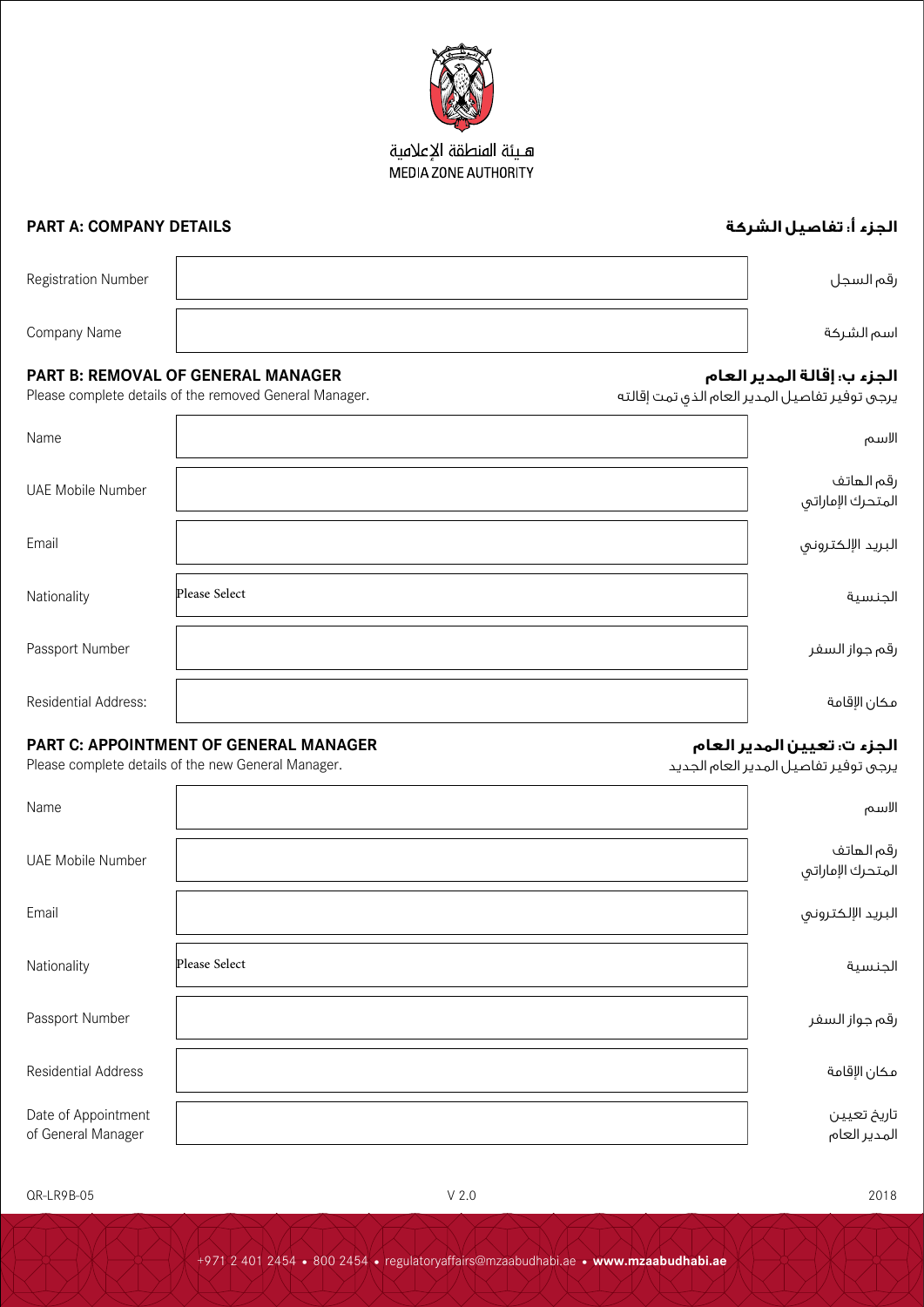هـيئة المنطقة الإعلامية
MEDIA ZONE AUTHORITY

## PART A: COMPANY DETAILS
## الجزء أ: تفاصيل الشركة

| | | |
|---|---|---|
| Registration Number | | رقم السجل |
| Company Name | | اسم الشركة |

## PART B: REMOVAL OF GENERAL MANAGER
## الجزء ب: إقالة المدير العام

Please complete details of the removed General Manager.

يرجى توفير تفاصيل المدير العام الذي تمت إقالته

| | | |
|---|---|---|
| Name | | الاسم |
| UAE Mobile Number | | رقم الهاتف المتحرك الإماراتي |
| Email | | البريد الإلكتروني |
| Nationality | Please Select | الجنسية |
| Passport Number | | رقم جواز السفر |
| Residential Address: | | مكان الإقامة |

## PART C: APPOINTMENT OF GENERAL MANAGER
## الجزء ت: تعيين المدير العام

Please complete details of the new General Manager.

يرجى توفير تفاصيل المدير العام الجديد

| | | |
|---|---|---|
| Name | | الاسم |
| UAE Mobile Number | | رقم الهاتف المتحرك الإماراتي |
| Email | | البريد الإلكتروني |
| Nationality | Please Select | الجنسية |
| Passport Number | | رقم جواز السفر |
| Residential Address | | مكان الإقامة |
| Date of Appointment of General Manager | | تاريخ تعيين المدير العام |

QR-LR9B-05 V 2.0 2018

+971 2 401 2454 • 800 2454 • regulatoryaffairs@mzaabudhabi.ae • **www.mzaabudhabi.ae**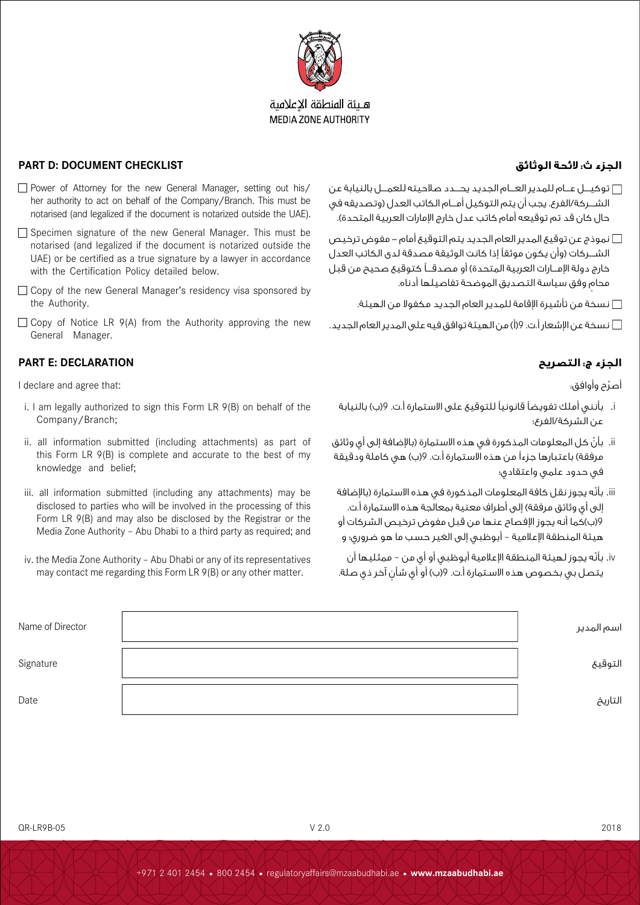هـيئة المنطقة الإعلامية
MEDIA ZONE AUTHORITY

## PART D: DOCUMENT CHECKLIST

- ☐ Power of Attorney for the new General Manager, setting out his/her authority to act on behalf of the Company/Branch. This must be notarised (and legalized if the document is notarized outside the UAE).
- ☐ Specimen signature of the new General Manager. This must be notarised (and legalized if the document is notarized outside the UAE) or be certified as a true signature by a lawyer in accordance with the Certification Policy detailed below.
- ☐ Copy of the new General Manager's residency visa sponsored by the Authority.
- ☐ Copy of Notice LR 9(A) from the Authority approving the new General Manager.

## الجزء ث: لائحة الوثائق

- ☐ توكيـل عـام للمدير العـام الجديد يحـدد صلاحيته للعمـل بالنيابة عن الشـركة/الفرع. يجب أن يتم التوكيل أمـام الكاتب العدل (وتصديقه في حال كان قد تم توقيعه أمام كاتب عدل خارج الإمارات العربية المتحدة).
- ☐ نموذج عن توقيع المدير العام الجديد يتم التوقيع أمام – مفوض ترخيص الشـركات (وأن يكون موثقاً إذا كانت الوثيقة مصدقة لدى الكاتب العدل خارج دولة الإمـارات العربية المتحدة) أو مصدقـاً كتوقيع صحيح من قبل محامٍ وفق سياسة التصديق الموضحة تفاصيلها أدناه.
- ☐ نسخة من تأشيرة الإقامة للمدير العام الجديد مكفولا من الهيئة.
- ☐ نسخة عن الإشعار أ.ت. 9(أ) من الهيئة توافق فيه على المدير العام الجديد.

## PART E: DECLARATION

I declare and agree that:

i. I am legally authorized to sign this Form LR 9(B) on behalf of the Company/Branch;

ii. all information submitted (including attachments) as part of this Form LR 9(B) is complete and accurate to the best of my knowledge and belief;

iii. all information submitted (including any attachments) may be disclosed to parties who will be involved in the processing of this Form LR 9(B) and may also be disclosed by the Registrar or the Media Zone Authority – Abu Dhabi to a third party as required; and

iv. the Media Zone Authority – Abu Dhabi or any of its representatives may contact me regarding this Form LR 9(B) or any other matter.

## الجزء ج: التصريح

أصرّح وأوافق:

i. بأنني أملك تفويضاً قانونياً للتوقيع على الاستمارة أ.ت. 9(ب) بالنيابة عن الشركة/الفرع؛

ii. بأنّ كل المعلومات المذكورة في هذه الاستمارة (بالإضافة إلى أي وثائق مرفقة) باعتبارها جزءاً من هذه الاستمارة أ.ت. 9(ب) هي كاملة ودقيقة في حدود علمي واعتقادي؛

iii. بأنّه يجوز نقل كافة المعلومات المذكورة في هذه الاستمارة (بالإضافة إلى أي وثائق مرفقة) إلى أطراف معنية بمعالجة هذه الاستمارة أ.ت. 9(ب)كما أنه يجوز الإفصاح عنها من قبل مفوض ترخيص الشركات أو هيئة المنطقة الإعلامية – أبوظبي إلى الغير حسب ما هو ضروري؛ و

iv. بأنّه يجوز لهيئة المنطقة الإعلامية أبوظبي أو أي من – ممثليها أن يتصل بي بخصوص هذه الاستمارة أ.ت. 9(ب) أو أي شأنٍ آخر ذي صلة.

| Name of Director | | اسم المدير |
|---|---|---|
| Signature | | التوقيع |
| Date | | التاريخ |

QR-LR9B-05 V 2.0 2018

+971 2 401 2454 • 800 2454 • regulatoryaffairs@mzaabudhabi.ae • www.mzaabudhabi.ae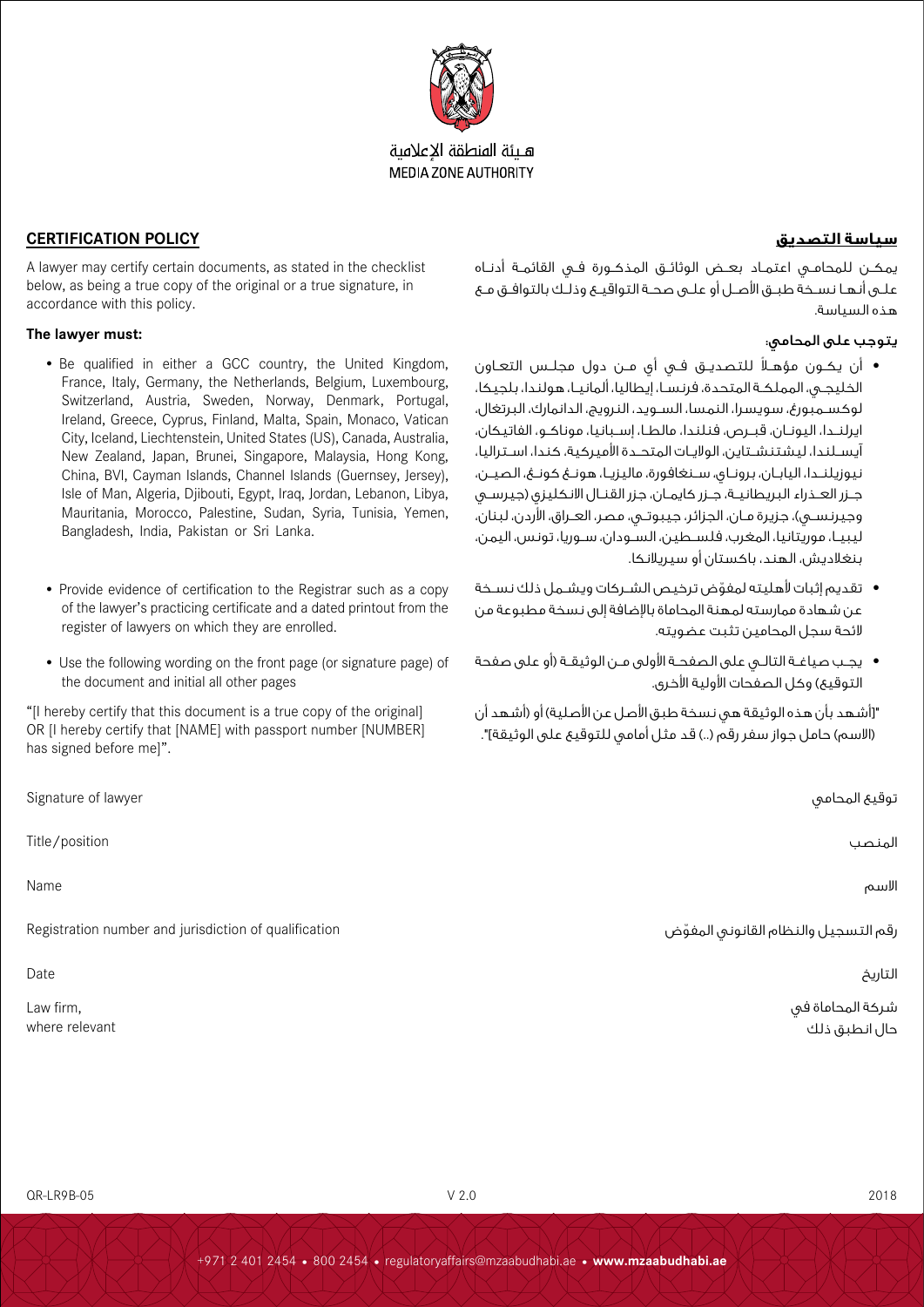هـيئة المنطقة الإعلامية
MEDIA ZONE AUTHORITY

## CERTIFICATION POLICY

A lawyer may certify certain documents, as stated in the checklist below, as being a true copy of the original or a true signature, in accordance with this policy.

**The lawyer must:**

- Be qualified in either a GCC country, the United Kingdom, France, Italy, Germany, the Netherlands, Belgium, Luxembourg, Switzerland, Austria, Sweden, Norway, Denmark, Portugal, Ireland, Greece, Cyprus, Finland, Malta, Spain, Monaco, Vatican City, Iceland, Liechtenstein, United States (US), Canada, Australia, New Zealand, Japan, Brunei, Singapore, Malaysia, Hong Kong, China, BVI, Cayman Islands, Channel Islands (Guernsey, Jersey), Isle of Man, Algeria, Djibouti, Egypt, Iraq, Jordan, Lebanon, Libya, Mauritania, Morocco, Palestine, Sudan, Syria, Tunisia, Yemen, Bangladesh, India, Pakistan or Sri Lanka.
- Provide evidence of certification to the Registrar such as a copy of the lawyer's practicing certificate and a dated printout from the register of lawyers on which they are enrolled.
- Use the following wording on the front page (or signature page) of the document and initial all other pages

"[I hereby certify that this document is a true copy of the original] OR [I hereby certify that [NAME] with passport number [NUMBER] has signed before me]".

## سياسة التصديق

يمكـن للمحامـي اعتمـاد بعـض الوثائـق المذكـورة فـي القائمـة أدنـاه علـى أنهـا نسـخة طبـق الأصـل أو علـى صحـة التواقيـع وذلـك بالتوافـق مـع هـذه السياسة.

**يتوجب على المحامي:**

- أن يكـون مؤهـلاً للتصديـق فـي أي مـن دول مجلـس التعـاون الخليجـي، المملكـة المتحدة، فرنسـا، إيطاليا، ألمانيـا، هولندا، بلجيكا، لوكسـمبورغ، سويسرا، النمسا، السـويد، النرويج، الدانمارك، البرتغال، ايرلنـدا، اليونـان، قبـرص، فنلندا، مالطـا، إسـبانيا، موناكـو، الفاتيـكان، آيسـلندا، ليشتنشـتاين، الولايـات المتحـدة الأميركيـة، كندا، اسـتراليا، نيوزيلنـدا، اليابـان، برونـاي، سـنغافورة، ماليزيـا، هونـغ كونـغ، الصيـن، جـزر العـذراء البريطانيـة، جـزر كايمـان، جزر القنـال الانكليزي (جيرسـي وجيرنسـي)، جزيرة مـان، الجزائر، جيبوتـي، مصر، العـراق، الأردن، لبنان، ليبيـا، موريتانيا، المغرب، فلسـطين، السـودان، سـوريا، تونس، اليمن، بنغلاديش، الهند، باكستان أو سيريلانكا.
- تقديم إثبات لأهليته لمفوّض ترخيص الشـركات ويشـمل ذلك نسـخة عن شهادة ممارسته لمهنة المحاماة بالإضافة إلى نسخة مطبوعة من لائحة سجل المحامين تثبت عضويته.
- يجـب صياغـة التالـي على الصفحـة الأولى مـن الوثيقـة (أو على صفحة التوقيع) وكل الصفحات الأولية الأخرى.

"[أشهد بأن هذه الوثيقة هي نسخة طبق الأصل عن الأصلية) أو (أشهد أن (الاسم) حامل جواز سفر رقم (..) قد مثل أمامي للتوقيع على الوثيقة]".

| | |
|---|---|
| Signature of lawyer | توقيع المحامي |
| Title/position | المنصب |
| Name | الاسم |
| Registration number and jurisdiction of qualification | رقم التسجيل والنظام القانوني المفوّض |
| Date | التاريخ |
| Law firm, where relevant | شركة المحاماة في حال انطبق ذلك |

QR-LR9B-05 V 2.0 2018

+971 2 401 2454 • 800 2454 • regulatoryaffairs@mzaabudhabi.ae • **www.mzaabudhabi.ae**